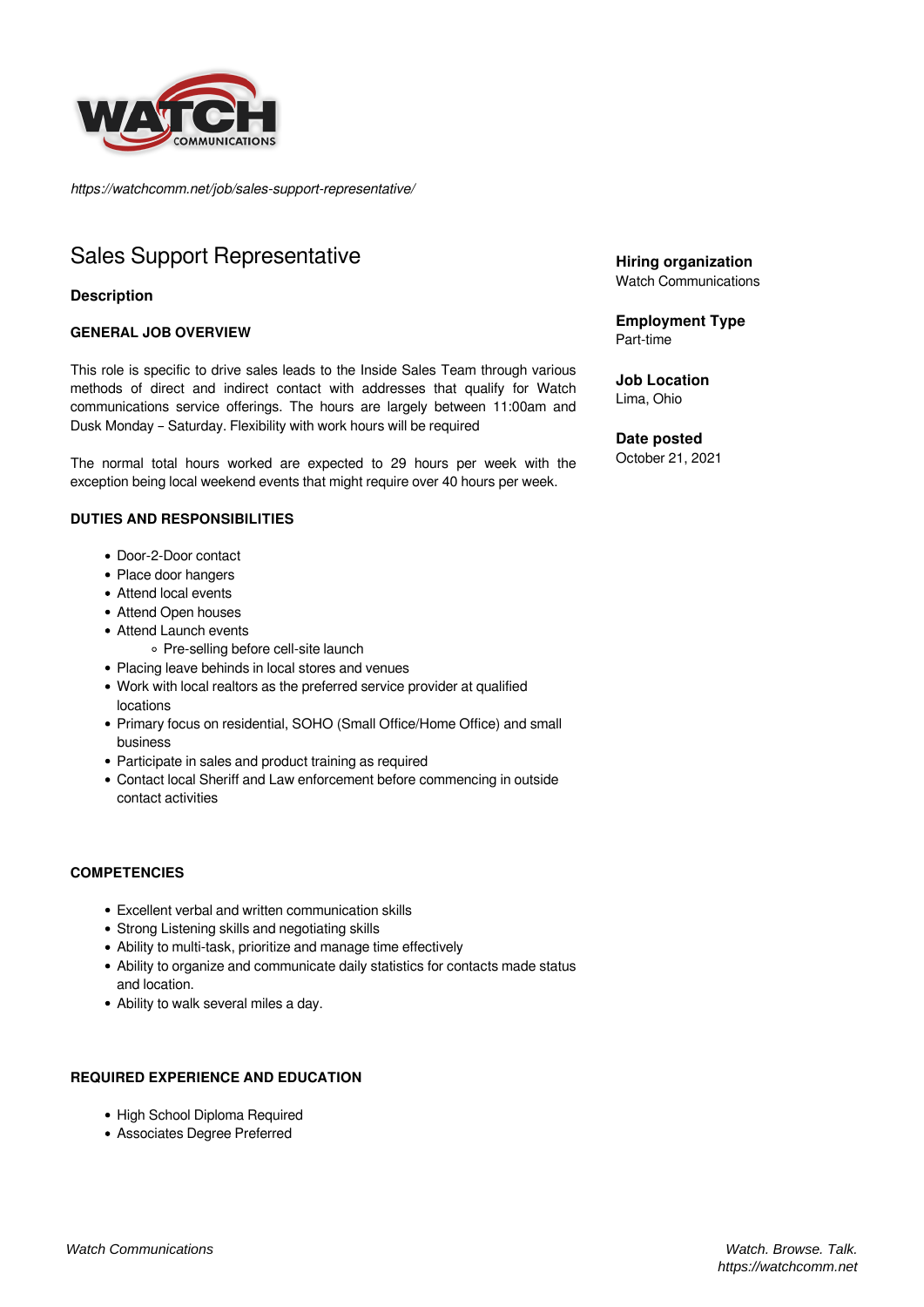*https://watchcomm.net/job/sales-support-representative/*

# Sales Support Representative

**Hiring organization**
Watch Communications

**Employment Type**
Part-time

**Job Location**
Lima, Ohio

**Date posted**
October 21, 2021

### Description

#### GENERAL JOB OVERVIEW

This role is specific to drive sales leads to the Inside Sales Team through various methods of direct and indirect contact with addresses that qualify for Watch communications service offerings. The hours are largely between 11:00am and Dusk Monday – Saturday. Flexibility with work hours will be required

The normal total hours worked are expected to 29 hours per week with the exception being local weekend events that might require over 40 hours per week.

#### DUTIES AND RESPONSIBILITIES

- Door-2-Door contact
- Place door hangers
- Attend local events
- Attend Open houses
- Attend Launch events
    - Pre-selling before cell-site launch
- Placing leave behinds in local stores and venues
- Work with local realtors as the preferred service provider at qualified locations
- Primary focus on residential, SOHO (Small Office/Home Office) and small business
- Participate in sales and product training as required
- Contact local Sheriff and Law enforcement before commencing in outside contact activities

#### COMPETENCIES

- Excellent verbal and written communication skills
- Strong Listening skills and negotiating skills
- Ability to multi-task, prioritize and manage time effectively
- Ability to organize and communicate daily statistics for contacts made status and location.
- Ability to walk several miles a day.

#### REQUIRED EXPERIENCE AND EDUCATION

- High School Diploma Required
- Associates Degree Preferred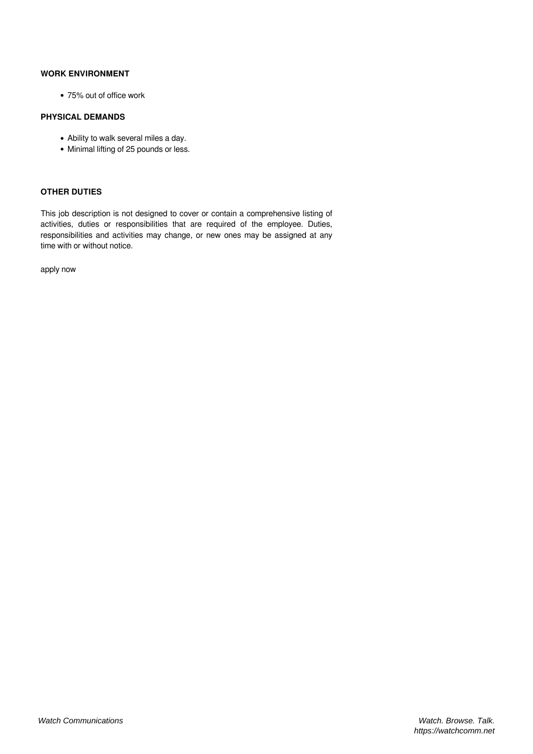**WORK ENVIRONMENT**

- 75% out of office work

**PHYSICAL DEMANDS**

- Ability to walk several miles a day.
- Minimal lifting of 25 pounds or less.

**OTHER DUTIES**

This job description is not designed to cover or contain a comprehensive listing of activities, duties or responsibilities that are required of the employee. Duties, responsibilities and activities may change, or new ones may be assigned at any time with or without notice.

apply now